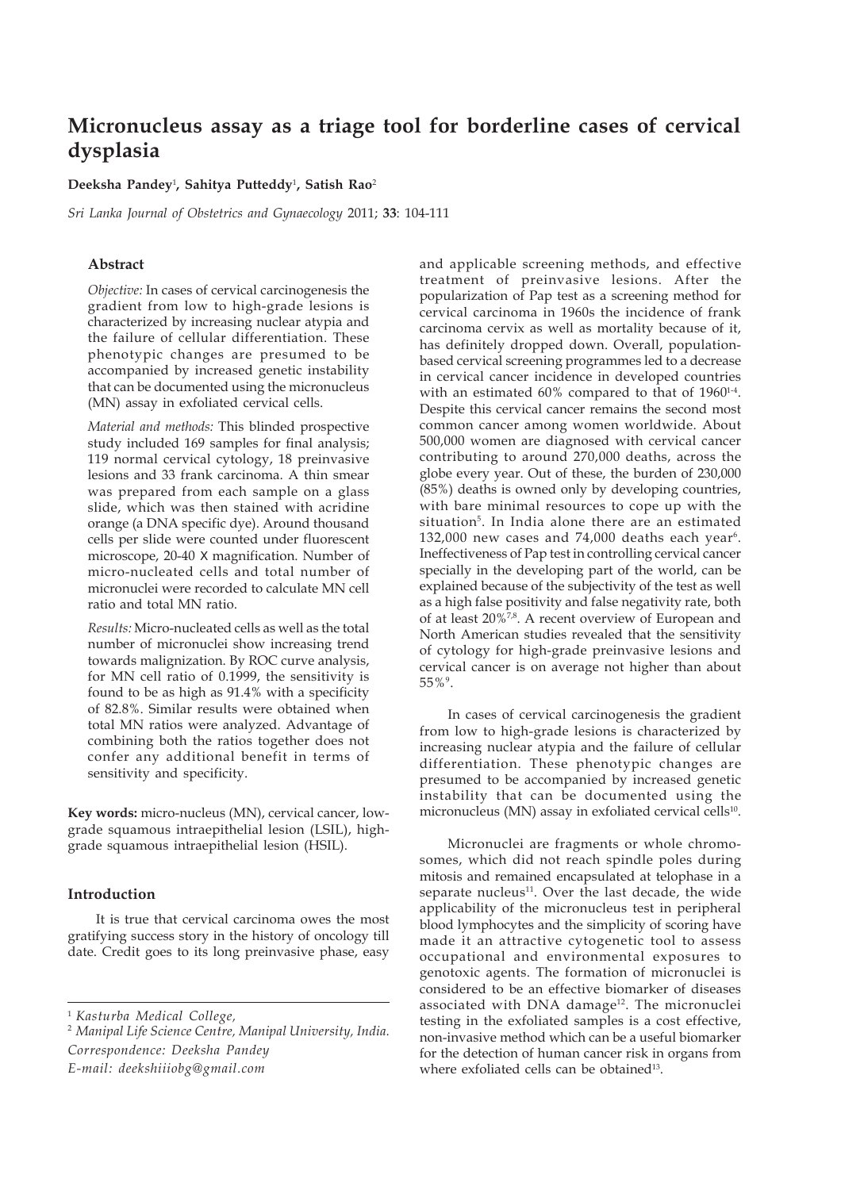# Micronucleus assay as a triage tool for borderline cases of cervical dysplasia

**Deeksha Pandey**[1], **Sahitya Putteddy**[1], **Satish Rao**[2]

*Sri Lanka Journal of Obstetrics and Gynaecology* 2011; **33**: 104-111

## Abstract

*Objective:* In cases of cervical carcinogenesis the gradient from low to high-grade lesions is characterized by increasing nuclear atypia and the failure of cellular differentiation. These phenotypic changes are presumed to be accompanied by increased genetic instability that can be documented using the micronucleus (MN) assay in exfoliated cervical cells.

*Material and methods:* This blinded prospective study included 169 samples for final analysis; 119 normal cervical cytology, 18 preinvasive lesions and 33 frank carcinoma. A thin smear was prepared from each sample on a glass slide, which was then stained with acridine orange (a DNA specific dye). Around thousand cells per slide were counted under fluorescent microscope, 20-40 X magnification. Number of micro-nucleated cells and total number of micronuclei were recorded to calculate MN cell ratio and total MN ratio.

*Results:* Micro-nucleated cells as well as the total number of micronuclei show increasing trend towards malignization. By ROC curve analysis, for MN cell ratio of 0.1999, the sensitivity is found to be as high as 91.4% with a specificity of 82.8%. Similar results were obtained when total MN ratios were analyzed. Advantage of combining both the ratios together does not confer any additional benefit in terms of sensitivity and specificity.

**Key words:** micro-nucleus (MN), cervical cancer, low-grade squamous intraepithelial lesion (LSIL), high-grade squamous intraepithelial lesion (HSIL).

## Introduction

It is true that cervical carcinoma owes the most gratifying success story in the history of oncology till date. Credit goes to its long preinvasive phase, easy and applicable screening methods, and effective treatment of preinvasive lesions. After the popularization of Pap test as a screening method for cervical carcinoma in 1960s the incidence of frank carcinoma cervix as well as mortality because of it, has definitely dropped down. Overall, population-based cervical screening programmes led to a decrease in cervical cancer incidence in developed countries with an estimated 60% compared to that of 1960[1-4]. Despite this cervical cancer remains the second most common cancer among women worldwide. About 500,000 women are diagnosed with cervical cancer contributing to around 270,000 deaths, across the globe every year. Out of these, the burden of 230,000 (85%) deaths is owned only by developing countries, with bare minimal resources to cope up with the situation[5]. In India alone there are an estimated 132,000 new cases and 74,000 deaths each year[6]. Ineffectiveness of Pap test in controlling cervical cancer specially in the developing part of the world, can be explained because of the subjectivity of the test as well as a high false positivity and false negativity rate, both of at least 20%[7,8]. A recent overview of European and North American studies revealed that the sensitivity of cytology for high-grade preinvasive lesions and cervical cancer is on average not higher than about 55%[9].

In cases of cervical carcinogenesis the gradient from low to high-grade lesions is characterized by increasing nuclear atypia and the failure of cellular differentiation. These phenotypic changes are presumed to be accompanied by increased genetic instability that can be documented using the micronucleus (MN) assay in exfoliated cervical cells[10].

Micronuclei are fragments or whole chromosomes, which did not reach spindle poles during mitosis and remained encapsulated at telophase in a separate nucleus[11]. Over the last decade, the wide applicability of the micronucleus test in peripheral blood lymphocytes and the simplicity of scoring have made it an attractive cytogenetic tool to assess occupational and environmental exposures to genotoxic agents. The formation of micronuclei is considered to be an effective biomarker of diseases associated with DNA damage[12]. The micronuclei testing in the exfoliated samples is a cost effective, non-invasive method which can be a useful biomarker for the detection of human cancer risk in organs from where exfoliated cells can be obtained[13].

---

[1] *Kasturba Medical College,*

[2] *Manipal Life Science Centre, Manipal University, India.*

*Correspondence: Deeksha Pandey*

*E-mail: deekshiiiobg@gmail.com*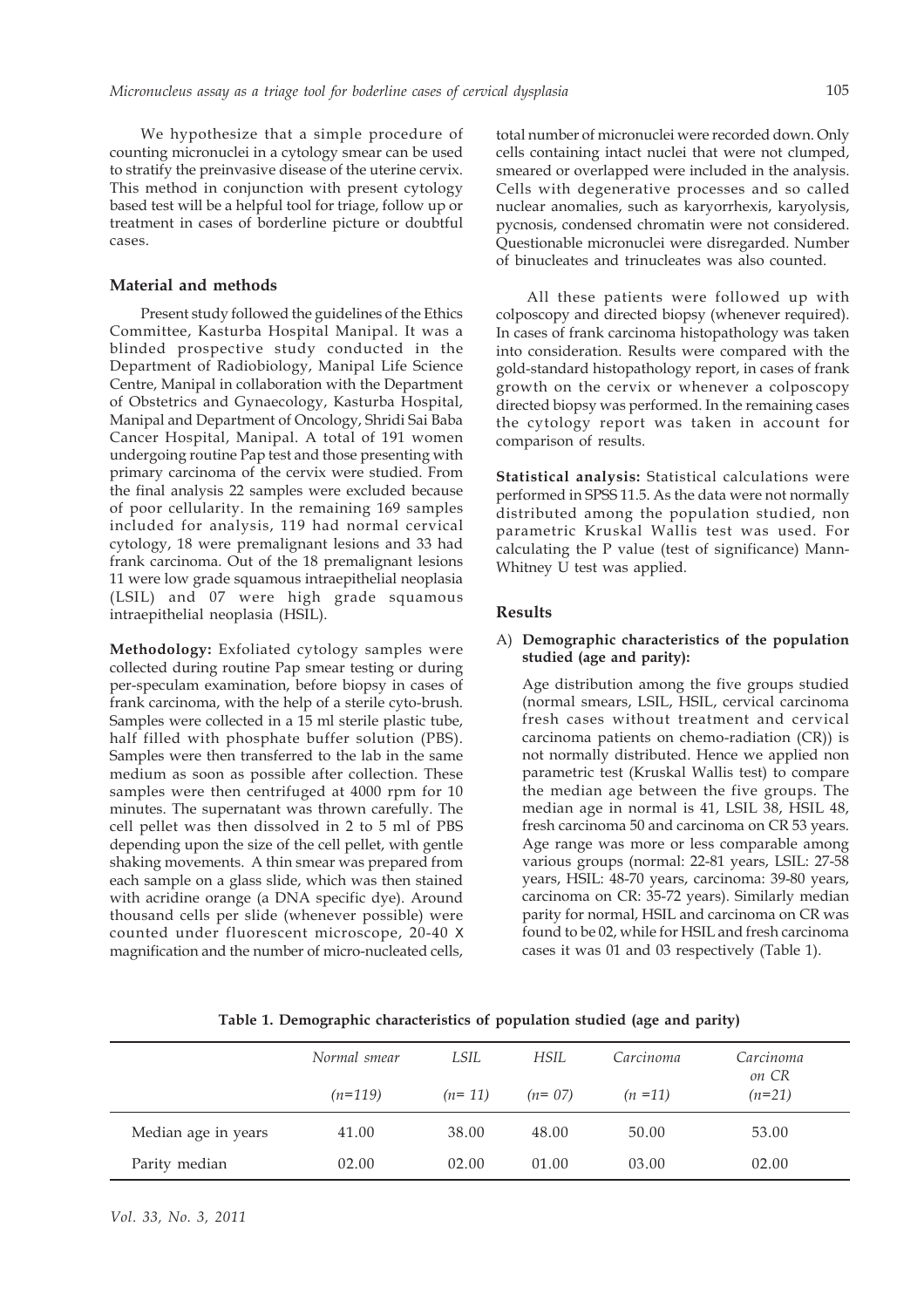We hypothesize that a simple procedure of counting micronuclei in a cytology smear can be used to stratify the preinvasive disease of the uterine cervix. This method in conjunction with present cytology based test will be a helpful tool for triage, follow up or treatment in cases of borderline picture or doubtful cases.

## Material and methods

Present study followed the guidelines of the Ethics Committee, Kasturba Hospital Manipal. It was a blinded prospective study conducted in the Department of Radiobiology, Manipal Life Science Centre, Manipal in collaboration with the Department of Obstetrics and Gynaecology, Kasturba Hospital, Manipal and Department of Oncology, Shridi Sai Baba Cancer Hospital, Manipal. A total of 191 women undergoing routine Pap test and those presenting with primary carcinoma of the cervix were studied. From the final analysis 22 samples were excluded because of poor cellularity. In the remaining 169 samples included for analysis, 119 had normal cervical cytology, 18 were premalignant lesions and 33 had frank carcinoma. Out of the 18 premalignant lesions 11 were low grade squamous intraepithelial neoplasia (LSIL) and 07 were high grade squamous intraepithelial neoplasia (HSIL).

**Methodology:** Exfoliated cytology samples were collected during routine Pap smear testing or during per-speculam examination, before biopsy in cases of frank carcinoma, with the help of a sterile cyto-brush. Samples were collected in a 15 ml sterile plastic tube, half filled with phosphate buffer solution (PBS). Samples were then transferred to the lab in the same medium as soon as possible after collection. These samples were then centrifuged at 4000 rpm for 10 minutes. The supernatant was thrown carefully. The cell pellet was then dissolved in 2 to 5 ml of PBS depending upon the size of the cell pellet, with gentle shaking movements. A thin smear was prepared from each sample on a glass slide, which was then stained with acridine orange (a DNA specific dye). Around thousand cells per slide (whenever possible) were counted under fluorescent microscope, 20-40 X magnification and the number of micro-nucleated cells, total number of micronuclei were recorded down. Only cells containing intact nuclei that were not clumped, smeared or overlapped were included in the analysis. Cells with degenerative processes and so called nuclear anomalies, such as karyorrhexis, karyolysis, pycnosis, condensed chromatin were not considered. Questionable micronuclei were disregarded. Number of binucleates and trinucleates was also counted.

All these patients were followed up with colposcopy and directed biopsy (whenever required). In cases of frank carcinoma histopathology was taken into consideration. Results were compared with the gold-standard histopathology report, in cases of frank growth on the cervix or whenever a colposcopy directed biopsy was performed. In the remaining cases the cytology report was taken in account for comparison of results.

**Statistical analysis:** Statistical calculations were performed in SPSS 11.5. As the data were not normally distributed among the population studied, non parametric Kruskal Wallis test was used. For calculating the P value (test of significance) Mann-Whitney U test was applied.

## Results

A) **Demographic characteristics of the population studied (age and parity):**

Age distribution among the five groups studied (normal smears, LSIL, HSIL, cervical carcinoma fresh cases without treatment and cervical carcinoma patients on chemo-radiation (CR)) is not normally distributed. Hence we applied non parametric test (Kruskal Wallis test) to compare the median age between the five groups. The median age in normal is 41, LSIL 38, HSIL 48, fresh carcinoma 50 and carcinoma on CR 53 years. Age range was more or less comparable among various groups (normal: 22-81 years, LSIL: 27-58 years, HSIL: 48-70 years, carcinoma: 39-80 years, carcinoma on CR: 35-72 years). Similarly median parity for normal, HSIL and carcinoma on CR was found to be 02, while for HSIL and fresh carcinoma cases it was 01 and 03 respectively (Table 1).

**Table 1. Demographic characteristics of population studied (age and parity)**

| | *Normal smear* (*n*=119) | *LSIL* (*n*= 11) | *HSIL* (*n*= 07) | *Carcinoma* (*n* =11) | *Carcinoma on CR* (*n*=21) |
|---|---|---|---|---|---|
| Median age in years | 41.00 | 38.00 | 48.00 | 50.00 | 53.00 |
| Parity median | 02.00 | 02.00 | 01.00 | 03.00 | 02.00 |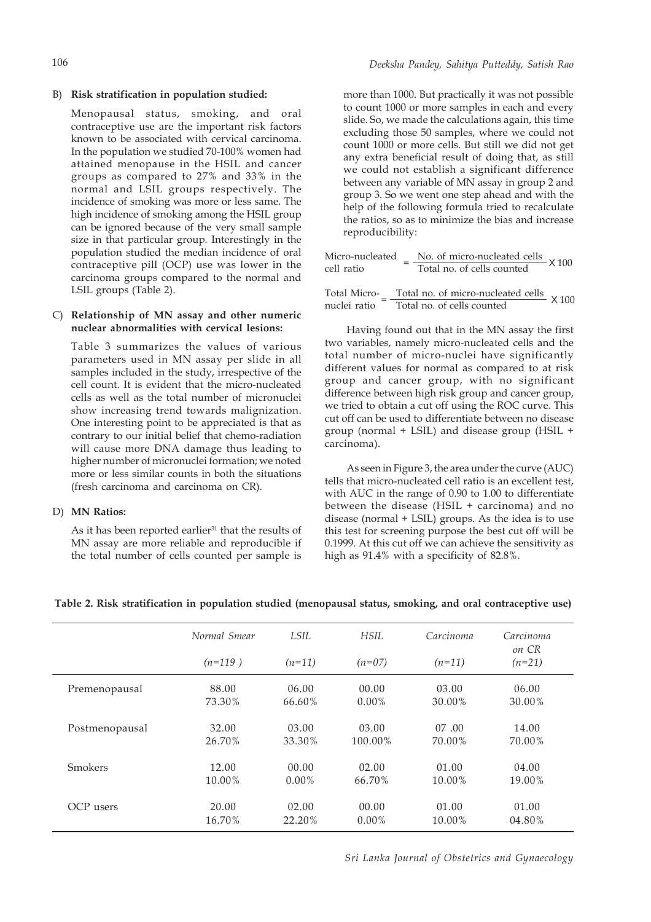B) **Risk stratification in population studied:**

Menopausal status, smoking, and oral contraceptive use are the important risk factors known to be associated with cervical carcinoma. In the population we studied 70-100% women had attained menopause in the HSIL and cancer groups as compared to 27% and 33% in the normal and LSIL groups respectively. The incidence of smoking was more or less same. The high incidence of smoking among the HSIL group can be ignored because of the very small sample size in that particular group. Interestingly in the population studied the median incidence of oral contraceptive pill (OCP) use was lower in the carcinoma groups compared to the normal and LSIL groups (Table 2).

C) **Relationship of MN assay and other numeric nuclear abnormalities with cervical lesions:**

Table 3 summarizes the values of various parameters used in MN assay per slide in all samples included in the study, irrespective of the cell count. It is evident that the micro-nucleated cells as well as the total number of micronuclei show increasing trend towards malignization. One interesting point to be appreciated is that as contrary to our initial belief that chemo-radiation will cause more DNA damage thus leading to higher number of micronuclei formation; we noted more or less similar counts in both the situations (fresh carcinoma and carcinoma on CR).

D) **MN Ratios:**

As it has been reported earlier[31] that the results of MN assay are more reliable and reproducible if the total number of cells counted per sample is more than 1000. But practically it was not possible to count 1000 or more samples in each and every slide. So, we made the calculations again, this time excluding those 50 samples, where we could not count 1000 or more cells. But still we did not get any extra beneficial result of doing that, as still we could not establish a significant difference between any variable of MN assay in group 2 and group 3. So we went one step ahead and with the help of the following formula tried to recalculate the ratios, so as to minimize the bias and increase reproducibility:

$$\text{Micro-nucleated cell ratio} = \frac{\text{No. of micro-nucleated cells}}{\text{Total no. of cells counted}} \times 100$$

$$\text{Total Micro-nuclei ratio} = \frac{\text{Total no. of micro-nucleated cells}}{\text{Total no. of cells counted}} \times 100$$

Having found out that in the MN assay the first two variables, namely micro-nucleated cells and the total number of micro-nuclei have significantly different values for normal as compared to at risk group and cancer group, with no significant difference between high risk group and cancer group, we tried to obtain a cut off using the ROC curve. This cut off can be used to differentiate between no disease group (normal + LSIL) and disease group (HSIL + carcinoma).

As seen in Figure 3, the area under the curve (AUC) tells that micro-nucleated cell ratio is an excellent test, with AUC in the range of 0.90 to 1.00 to differentiate between the disease (HSIL + carcinoma) and no disease (normal + LSIL) groups. As the idea is to use this test for screening purpose the best cut off will be 0.1999. At this cut off we can achieve the sensitivity as high as 91.4% with a specificity of 82.8%.

**Table 2. Risk stratification in population studied (menopausal status, smoking, and oral contraceptive use)**

| | *Normal Smear (n=119 )* | *LSIL (n=11)* | *HSIL (n=07)* | *Carcinoma (n=11)* | *Carcinoma on CR (n=21)* |
|---|---|---|---|---|---|
| Premenopausal | 88.00<br>73.30% | 06.00<br>66.60% | 00.00<br>0.00% | 03.00<br>30.00% | 06.00<br>30.00% |
| Postmenopausal | 32.00<br>26.70% | 03.00<br>33.30% | 03.00<br>100.00% | 07 .00<br>70.00% | 14.00<br>70.00% |
| Smokers | 12.00<br>10.00% | 00.00<br>0.00% | 02.00<br>66.70% | 01.00<br>10.00% | 04.00<br>19.00% |
| OCP users | 20.00<br>16.70% | 02.00<br>22.20% | 00.00<br>0.00% | 01.00<br>10.00% | 01.00<br>04.80% |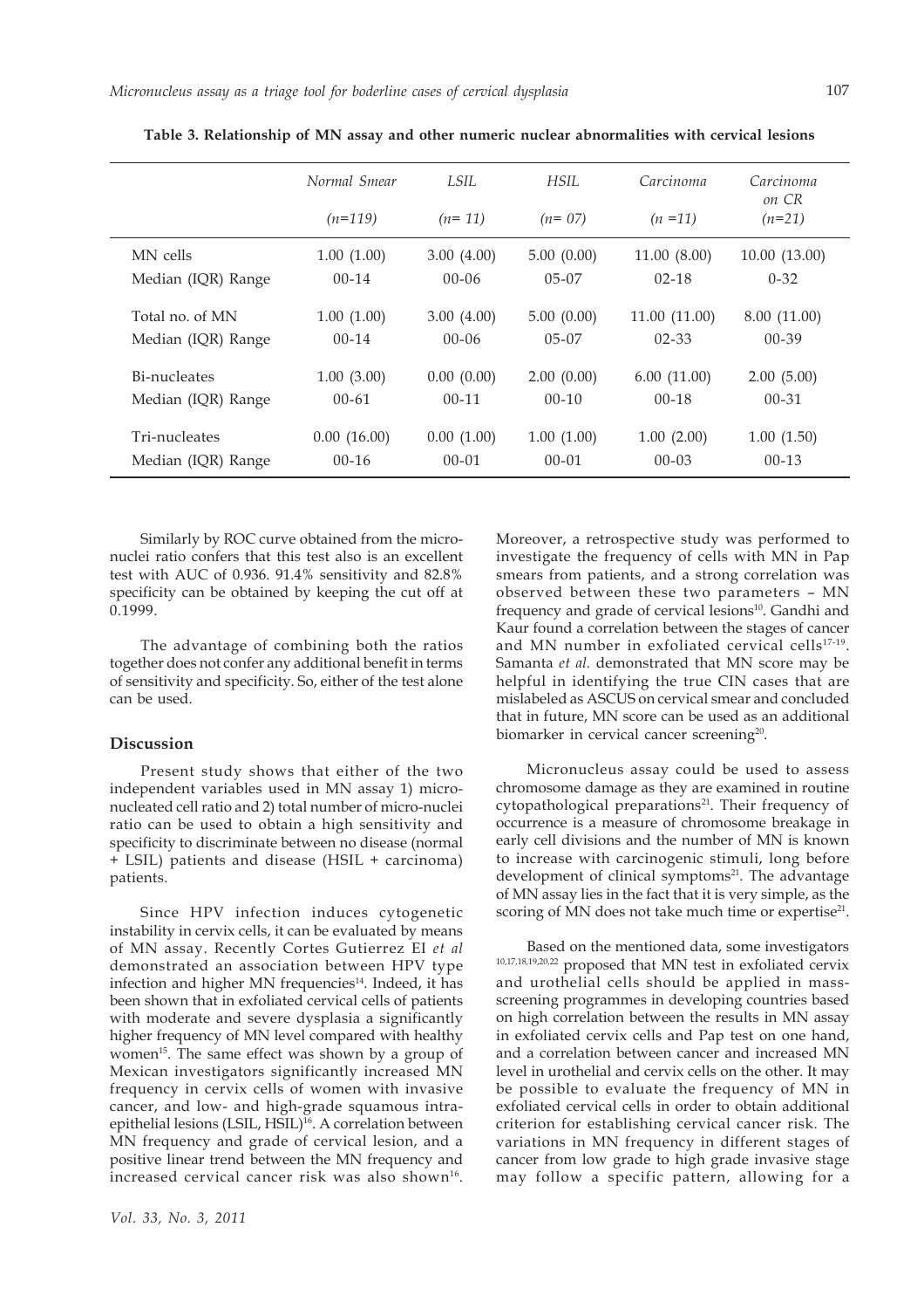**Table 3. Relationship of MN assay and other numeric nuclear abnormalities with cervical lesions**

| | Normal Smear (n=119) | LSIL (n= 11) | HSIL (n= 07) | Carcinoma (n =11) | Carcinoma on CR (n=21) |
|---|---|---|---|---|---|
| MN cells | 1.00 (1.00) | 3.00 (4.00) | 5.00 (0.00) | 11.00 (8.00) | 10.00 (13.00) |
| Median (IQR) Range | 00-14 | 00-06 | 05-07 | 02-18 | 0-32 |
| Total no. of MN | 1.00 (1.00) | 3.00 (4.00) | 5.00 (0.00) | 11.00 (11.00) | 8.00 (11.00) |
| Median (IQR) Range | 00-14 | 00-06 | 05-07 | 02-33 | 00-39 |
| Bi-nucleates | 1.00 (3.00) | 0.00 (0.00) | 2.00 (0.00) | 6.00 (11.00) | 2.00 (5.00) |
| Median (IQR) Range | 00-61 | 00-11 | 00-10 | 00-18 | 00-31 |
| Tri-nucleates | 0.00 (16.00) | 0.00 (1.00) | 1.00 (1.00) | 1.00 (2.00) | 1.00 (1.50) |
| Median (IQR) Range | 00-16 | 00-01 | 00-01 | 00-03 | 00-13 |

Similarly by ROC curve obtained from the micronuclei ratio confers that this test also is an excellent test with AUC of 0.936. 91.4% sensitivity and 82.8% specificity can be obtained by keeping the cut off at 0.1999.

The advantage of combining both the ratios together does not confer any additional benefit in terms of sensitivity and specificity. So, either of the test alone can be used.

## Discussion

Present study shows that either of the two independent variables used in MN assay 1) micronucleated cell ratio and 2) total number of micro-nuclei ratio can be used to obtain a high sensitivity and specificity to discriminate between no disease (normal + LSIL) patients and disease (HSIL + carcinoma) patients.

Since HPV infection induces cytogenetic instability in cervix cells, it can be evaluated by means of MN assay. Recently Cortes Gutierrez EI *et al* demonstrated an association between HPV type infection and higher MN frequencies[14]. Indeed, it has been shown that in exfoliated cervical cells of patients with moderate and severe dysplasia a significantly higher frequency of MN level compared with healthy women[15]. The same effect was shown by a group of Mexican investigators significantly increased MN frequency in cervix cells of women with invasive cancer, and low- and high-grade squamous intraepithelial lesions (LSIL, HSIL)[16]. A correlation between MN frequency and grade of cervical lesion, and a positive linear trend between the MN frequency and increased cervical cancer risk was also shown[16]. Moreover, a retrospective study was performed to investigate the frequency of cells with MN in Pap smears from patients, and a strong correlation was observed between these two parameters – MN frequency and grade of cervical lesions[10]. Gandhi and Kaur found a correlation between the stages of cancer and MN number in exfoliated cervical cells[17-19]. Samanta *et al.* demonstrated that MN score may be helpful in identifying the true CIN cases that are mislabeled as ASCUS on cervical smear and concluded that in future, MN score can be used as an additional biomarker in cervical cancer screening[20].

Micronucleus assay could be used to assess chromosome damage as they are examined in routine cytopathological preparations[21]. Their frequency of occurrence is a measure of chromosome breakage in early cell divisions and the number of MN is known to increase with carcinogenic stimuli, long before development of clinical symptoms[21]. The advantage of MN assay lies in the fact that it is very simple, as the scoring of MN does not take much time or expertise[21].

Based on the mentioned data, some investigators [10,17,18,19,20,22] proposed that MN test in exfoliated cervix and urothelial cells should be applied in mass-screening programmes in developing countries based on high correlation between the results in MN assay in exfoliated cervix cells and Pap test on one hand, and a correlation between cancer and increased MN level in urothelial and cervix cells on the other. It may be possible to evaluate the frequency of MN in exfoliated cervical cells in order to obtain additional criterion for establishing cervical cancer risk. The variations in MN frequency in different stages of cancer from low grade to high grade invasive stage may follow a specific pattern, allowing for a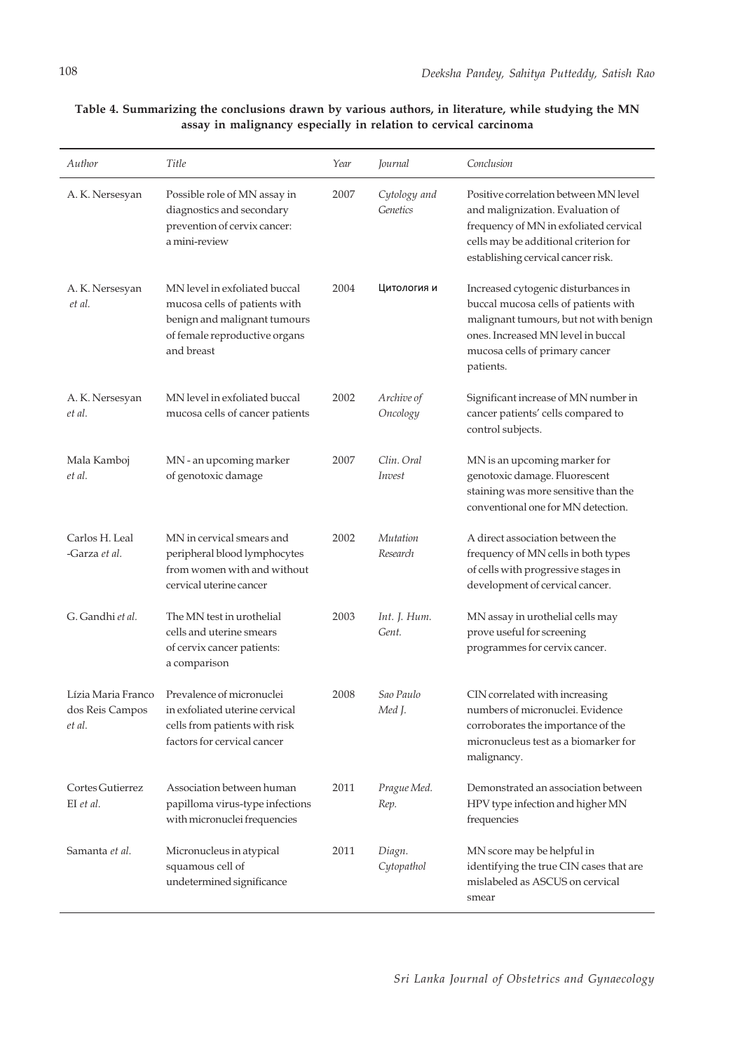**Table 4. Summarizing the conclusions drawn by various authors, in literature, while studying the MN assay in malignancy especially in relation to cervical carcinoma**

| *Author* | *Title* | *Year* | *Journal* | *Conclusion* |
|---|---|---|---|---|
| A. K. Nersesyan | Possible role of MN assay in diagnostics and secondary prevention of cervix cancer: a mini-review | 2007 | *Cytology and Genetics* | Positive correlation between MN level and malignization. Evaluation of frequency of MN in exfoliated cervical cells may be additional criterion for establishing cervical cancer risk. |
| A. K. Nersesyan *et al.* | MN level in exfoliated buccal mucosa cells of patients with benign and malignant tumours of female reproductive organs and breast | 2004 | Цитология и | Increased cytogenic disturbances in buccal mucosa cells of patients with malignant tumours, but not with benign ones. Increased MN level in buccal mucosa cells of primary cancer patients. |
| A. K. Nersesyan *et al.* | MN level in exfoliated buccal mucosa cells of cancer patients | 2002 | *Archive of Oncology* | Significant increase of MN number in cancer patients' cells compared to control subjects. |
| Mala Kamboj *et al.* | MN - an upcoming marker of genotoxic damage | 2007 | *Clin. Oral Invest* | MN is an upcoming marker for genotoxic damage. Fluorescent staining was more sensitive than the conventional one for MN detection. |
| Carlos H. Leal -Garza *et al.* | MN in cervical smears and peripheral blood lymphocytes from women with and without cervical uterine cancer | 2002 | *Mutation Research* | A direct association between the frequency of MN cells in both types of cells with progressive stages in development of cervical cancer. |
| G. Gandhi *et al.* | The MN test in urothelial cells and uterine smears of cervix cancer patients: a comparison | 2003 | *Int. J. Hum. Gent.* | MN assay in urothelial cells may prove useful for screening programmes for cervix cancer. |
| Lízia Maria Franco dos Reis Campos *et al.* | Prevalence of micronuclei in exfoliated uterine cervical cells from patients with risk factors for cervical cancer | 2008 | *Sao Paulo Med J.* | CIN correlated with increasing numbers of micronuclei. Evidence corroborates the importance of the micronucleus test as a biomarker for malignancy. |
| Cortes Gutierrez EI *et al.* | Association between human papilloma virus-type infections with micronuclei frequencies | 2011 | *Prague Med. Rep.* | Demonstrated an association between HPV type infection and higher MN frequencies |
| Samanta *et al.* | Micronucleus in atypical squamous cell of undetermined significance | 2011 | *Diagn. Cytopathol* | MN score may be helpful in identifying the true CIN cases that are mislabeled as ASCUS on cervical smear |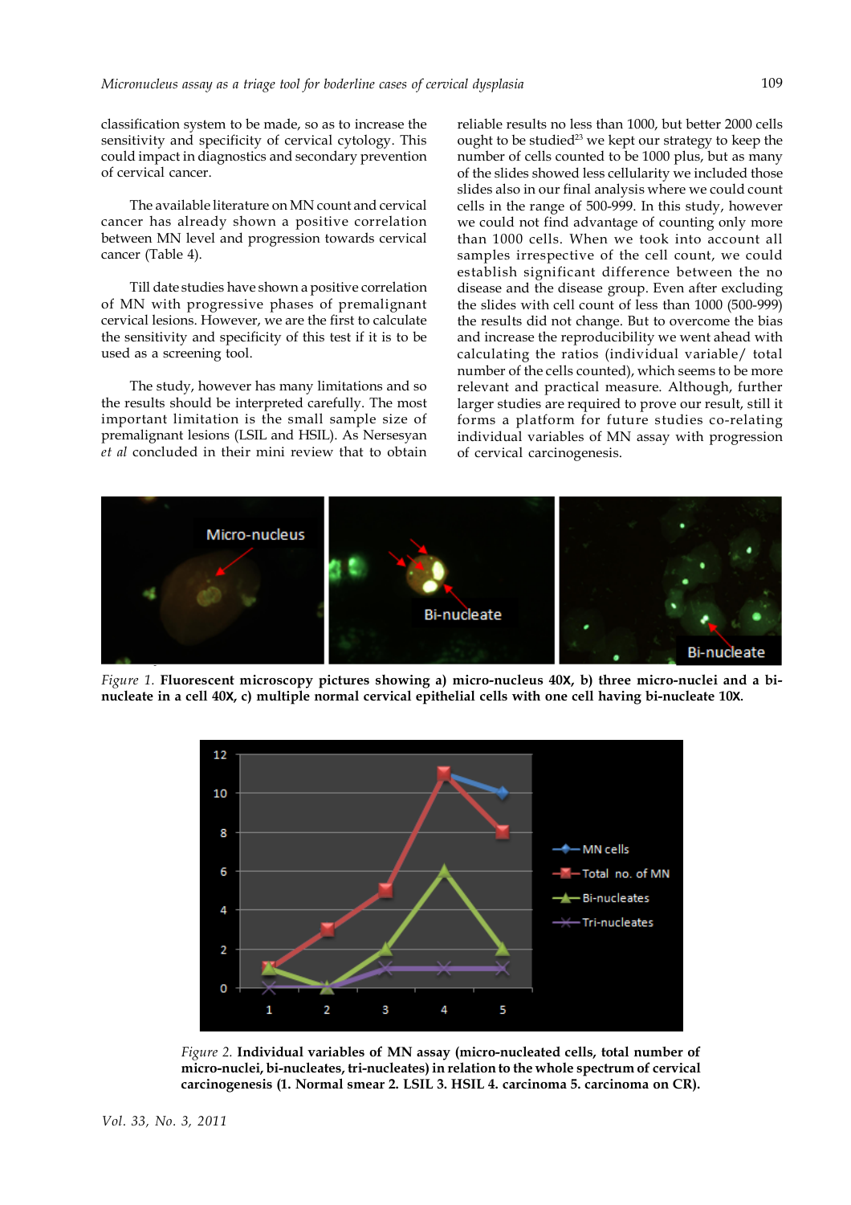classification system to be made, so as to increase the sensitivity and specificity of cervical cytology. This could impact in diagnostics and secondary prevention of cervical cancer.

The available literature on MN count and cervical cancer has already shown a positive correlation between MN level and progression towards cervical cancer (Table 4).

Till date studies have shown a positive correlation of MN with progressive phases of premalignant cervical lesions. However, we are the first to calculate the sensitivity and specificity of this test if it is to be used as a screening tool.

The study, however has many limitations and so the results should be interpreted carefully. The most important limitation is the small sample size of premalignant lesions (LSIL and HSIL). As Nersesyan *et al* concluded in their mini review that to obtain reliable results no less than 1000, but better 2000 cells ought to be studied[23] we kept our strategy to keep the number of cells counted to be 1000 plus, but as many of the slides showed less cellularity we included those slides also in our final analysis where we could count cells in the range of 500-999. In this study, however we could not find advantage of counting only more than 1000 cells. When we took into account all samples irrespective of the cell count, we could establish significant difference between the no disease and the disease group. Even after excluding the slides with cell count of less than 1000 (500-999) the results did not change. But to overcome the bias and increase the reproducibility we went ahead with calculating the ratios (individual variable/ total number of the cells counted), which seems to be more relevant and practical measure. Although, further larger studies are required to prove our result, still it forms a platform for future studies co-relating individual variables of MN assay with progression of cervical carcinogenesis.

*Figure 1.* **Fluorescent microscopy pictures showing a) micro-nucleus 40X, b) three micro-nuclei and a bi-nucleate in a cell 40X, c) multiple normal cervical epithelial cells with one cell having bi-nucleate 10X.**

*Figure 2.* **Individual variables of MN assay (micro-nucleated cells, total number of micro-nuclei, bi-nucleates, tri-nucleates) in relation to the whole spectrum of cervical carcinogenesis (1. Normal smear 2. LSIL 3. HSIL 4. carcinoma 5. carcinoma on CR).**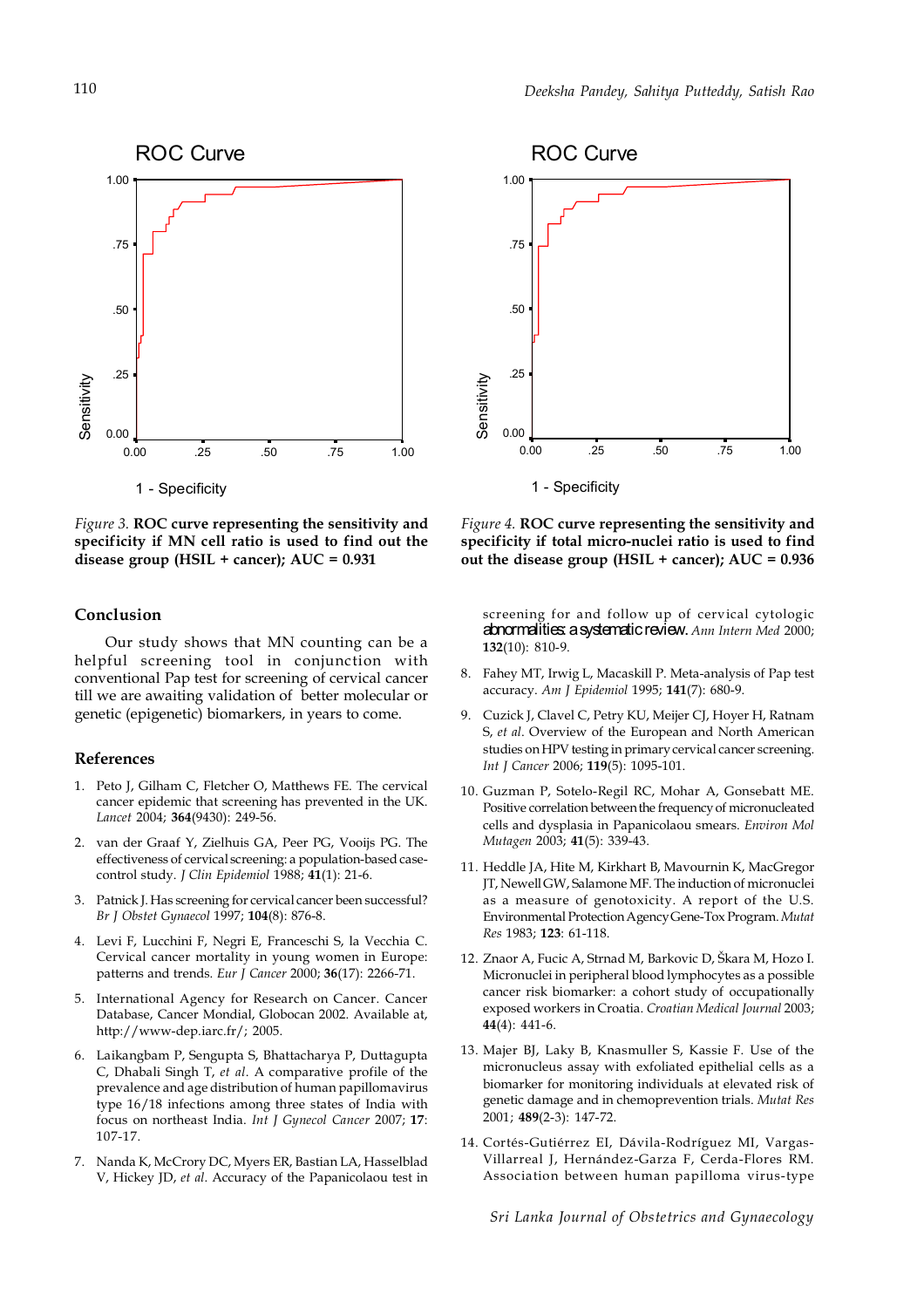Figure 3. **ROC curve representing the sensitivity and specificity if MN cell ratio is used to find out the disease group (HSIL + cancer); AUC = 0.931**

Figure 4. **ROC curve representing the sensitivity and specificity if total micro-nuclei ratio is used to find out the disease group (HSIL + cancer); AUC = 0.936**

## Conclusion

Our study shows that MN counting can be a helpful screening tool in conjunction with conventional Pap test for screening of cervical cancer till we are awaiting validation of better molecular or genetic (epigenetic) biomarkers, in years to come.

## References

1. Peto J, Gilham C, Fletcher O, Matthews FE. The cervical cancer epidemic that screening has prevented in the UK. *Lancet* 2004; **364**(9430): 249-56.

2. van der Graaf Y, Zielhuis GA, Peer PG, Vooijs PG. The effectiveness of cervical screening: a population-based case-control study. *J Clin Epidemiol* 1988; **41**(1): 21-6.

3. Patnick J. Has screening for cervical cancer been successful? *Br J Obstet Gynaecol* 1997; **104**(8): 876-8.

4. Levi F, Lucchini F, Negri E, Franceschi S, la Vecchia C. Cervical cancer mortality in young women in Europe: patterns and trends. *Eur J Cancer* 2000; **36**(17): 2266-71.

5. International Agency for Research on Cancer. Cancer Database, Cancer Mondial, Globocan 2002. Available at, http://www-dep.iarc.fr/; 2005.

6. Laikangbam P, Sengupta S, Bhattacharya P, Duttagupta C, Dhabali Singh T, *et al*. A comparative profile of the prevalence and age distribution of human papillomavirus type 16/18 infections among three states of India with focus on northeast India. *Int J Gynecol Cancer* 2007; **17**: 107-17.

7. Nanda K, McCrory DC, Myers ER, Bastian LA, Hasselblad V, Hickey JD, *et al*. Accuracy of the Papanicolaou test in screening for and follow up of cervical cytologic abnormalities: a systematic review. *Ann Intern Med* 2000; **132**(10): 810-9.

8. Fahey MT, Irwig L, Macaskill P. Meta-analysis of Pap test accuracy. *Am J Epidemiol* 1995; **141**(7): 680-9.

9. Cuzick J, Clavel C, Petry KU, Meijer CJ, Hoyer H, Ratnam S, *et al*. Overview of the European and North American studies on HPV testing in primary cervical cancer screening. *Int J Cancer* 2006; **119**(5): 1095-101.

10. Guzman P, Sotelo-Regil RC, Mohar A, Gonsebatt ME. Positive correlation between the frequency of micronucleated cells and dysplasia in Papanicolaou smears. *Environ Mol Mutagen* 2003; **41**(5): 339-43.

11. Heddle JA, Hite M, Kirkhart B, Mavournin K, MacGregor JT, Newell GW, Salamone MF. The induction of micronuclei as a measure of genotoxicity. A report of the U.S. Environmental Protection Agency Gene-Tox Program. *Mutat Res* 1983; **123**: 61-118.

12. Znaor A, Fucic A, Strnad M, Barkovic D, Škara M, Hozo I. Micronuclei in peripheral blood lymphocytes as a possible cancer risk biomarker: a cohort study of occupationally exposed workers in Croatia. *Croatian Medical Journal* 2003; **44**(4): 441-6.

13. Majer BJ, Laky B, Knasmuller S, Kassie F. Use of the micronucleus assay with exfoliated epithelial cells as a biomarker for monitoring individuals at elevated risk of genetic damage and in chemoprevention trials. *Mutat Res* 2001; **489**(2-3): 147-72.

14. Cortés-Gutiérrez EI, Dávila-Rodríguez MI, Vargas-Villarreal J, Hernández-Garza F, Cerda-Flores RM. Association between human papilloma virus-type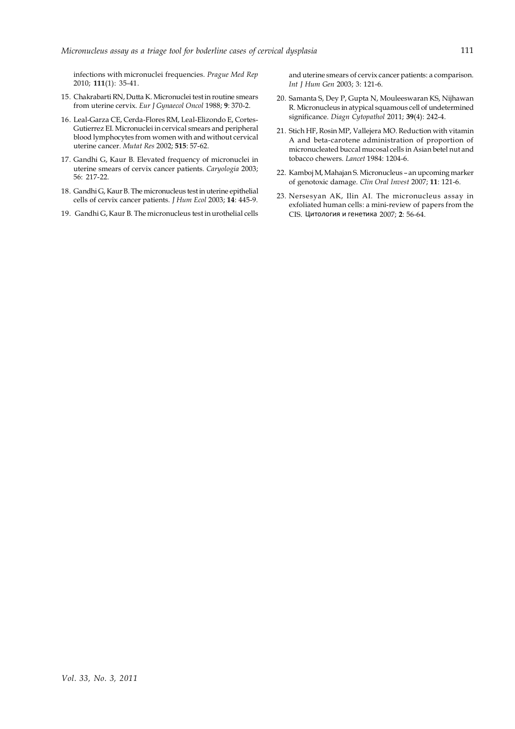infections with micronuclei frequencies. *Prague Med Rep* 2010; **111**(1): 35-41.

15. Chakrabarti RN, Dutta K. Micronuclei test in routine smears from uterine cervix. *Eur J Gynaecol Oncol* 1988; **9**: 370-2.
16. Leal-Garza CE, Cerda-Flores RM, Leal-Elizondo E, Cortes-Gutierrez EI. Micronuclei in cervical smears and peripheral blood lymphocytes from women with and without cervical uterine cancer. *Mutat Res* 2002; **515**: 57-62.
17. Gandhi G, Kaur B. Elevated frequency of micronuclei in uterine smears of cervix cancer patients. *Caryologia* 2003; 56: 217-22.
18. Gandhi G, Kaur B. The micronucleus test in uterine epithelial cells of cervix cancer patients. *J Hum Ecol* 2003; **14**: 445-9.
19. Gandhi G, Kaur B. The micronucleus test in urothelial cells and uterine smears of cervix cancer patients: a comparison. *Int J Hum Gen* 2003; 3: 121-6.
20. Samanta S, Dey P, Gupta N, Mouleeswaran KS, Nijhawan R. Micronucleus in atypical squamous cell of undetermined significance. *Diagn Cytopathol* 2011; **39**(4): 242-4.
21. Stich HF, Rosin MP, Vallejera MO. Reduction with vitamin A and beta-carotene administration of proportion of micronucleated buccal mucosal cells in Asian betel nut and tobacco chewers. *Lancet* 1984: 1204-6.
22. Kamboj M, Mahajan S. Micronucleus – an upcoming marker of genotoxic damage. *Clin Oral Invest* 2007; **11**: 121-6.
23. Nersesyan AK, Ilin AI. The micronucleus assay in exfoliated human cells: a mini-review of papers from the CIS. Цитология и генетика 2007; **2**: 56-64.